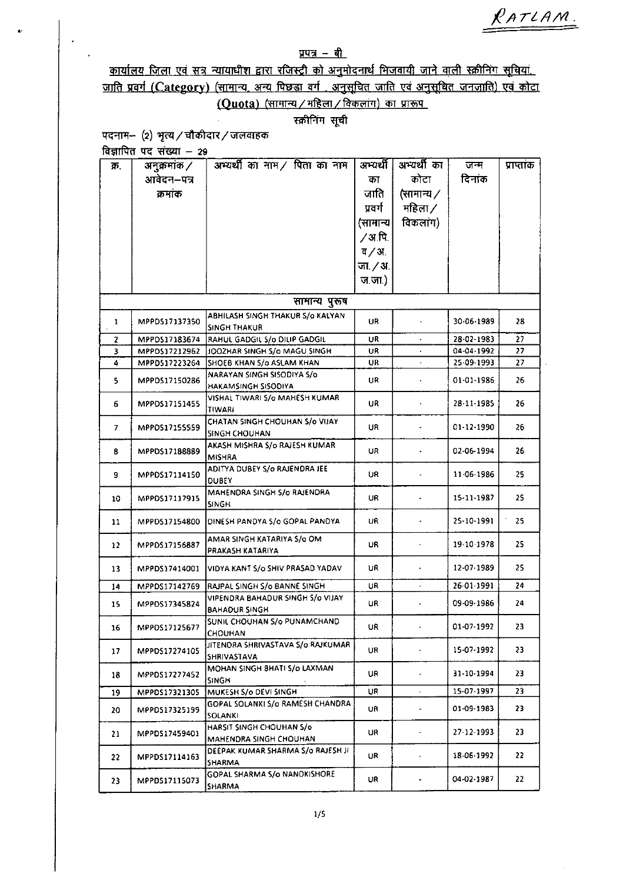RATLAM.

प्रपत्र – बी

कार्यालय जिला एवं सत्र न्यायाधीश द्वारा रजिस्ट्री को अनुमोदनार्थ भिजवायी जाने वाली स्क्रीनिंग सूचियां, जाति प्रवर्ग (Category) (सामान्य, अन्य पिछडा वर्ग, अनुसूचित जाति एवं अनुसूचित जनजाति) एवं कोटा (Quota) (सामान्य / महिला / विकलांग) का प्रारूप

स्क्रीनिंग सूची

पदनाम– (2) भृत्य / चौकीदार / जलवाहक

विज्ञापित पद संख्या – 29

| क्र. | अनुक्रमांक / आवेदन–पत्र क्रमांक | अभ्यर्थी का नाम / पिता का नाम | अभ्यर्थी का जाति प्रवर्ग (सामान्य / अ.पि.व / अ.जा. / अ.ज.जा.) | अभ्यर्थी का कोटा (सामान्य / महिला / विकलांग) | जन्म दिनांक | प्राप्तांक |
|---|---|---|---|---|---|---|
| सामान्य पुरूष | | | | | | |
| 1 | MPPDS17137350 | ABHILASH SINGH THAKUR S/o KALYAN SINGH THAKUR | UR | - | 30-06-1989 | 28 |
| 2 | MPPDS17183674 | RAHUL GADGIL S/o DILIP GADGIL | UR | - | 28-02-1983 | 27 |
| 3 | MPPDS17212962 | JOOZHAR SINGH S/o MAGU SINGH | UR | - | 04-04-1992 | 27 |
| 4 | MPPDS17223264 | SHOEB KHAN S/o ASLAM KHAN | UR | - | 25-09-1993 | 27 |
| 5 | MPPDS17150286 | NARAYAN SINGH SISODIYA S/o HAKAMSINGH SISODIYA | UR | - | 01-01-1986 | 26 |
| 6 | MPPDS17151455 | VISHAL TIWARI S/o MAHESH KUMAR TIWARI | UR | - | 28-11-1985 | 26 |
| 7 | MPPDS17155559 | CHATAN SINGH CHOUHAN S/o VIJAY SINGH CHOUHAN | UR | - | 01-12-1990 | 26 |
| 8 | MPPDS17188889 | AKASH MISHRA S/o RAJESH KUMAR MISHRA | UR | - | 02-06-1994 | 26 |
| 9 | MPPDS17114150 | ADITYA DUBEY S/o RAJENDRA JEE DUBEY | UR | - | 11-06-1986 | 25 |
| 10 | MPPDS17117915 | MAHENDRA SINGH S/o RAJENDRA SINGH | UR | - | 15-11-1987 | 25 |
| 11 | MPPDS17154800 | DINESH PANDYA S/o GOPAL PANDYA | UR | - | 25-10-1991 | 25 |
| 12 | MPPDS17156887 | AMAR SINGH KATARIYA S/o OM PRAKASH KATARIYA | UR | - | 19-10-1978 | 25 |
| 13 | MPPDS17414001 | VIDYA KANT S/o SHIV PRASAD YADAV | UR | - | 12-07-1989 | 25 |
| 14 | MPPDS17142769 | RAJPAL SINGH S/o BANNE SINGH | UR | - | 26-01-1991 | 24 |
| 15 | MPPDS17345824 | VIPENDRA BAHADUR SINGH S/o VIJAY BAHADUR SINGH | UR | - | 09-09-1986 | 24 |
| 16 | MPPDS17125677 | SUNIL CHOUHAN S/o PUNAMCHAND CHOUHAN | UR | - | 01-07-1992 | 23 |
| 17 | MPPDS17274105 | JITENDRA SHRIVASTAVA S/o RAJKUMAR SHRIVASTAVA | UR | - | 15-07-1992 | 23 |
| 18 | MPPDS17277452 | MOHAN SINGH BHATI S/o LAXMAN SINGH | UR | - | 31-10-1994 | 23 |
| 19 | MPPDS17321305 | MUKESH S/o DEVI SINGH | UR | - | 15-07-1997 | 23 |
| 20 | MPPDS17325199 | GOPAL SOLANKI S/o RAMESH CHANDRA SOLANKI | UR | - | 01-09-1983 | 23 |
| 21 | MPPDS17459401 | HARSIT SINGH CHOUHAN S/o MAHENDRA SINGH CHOUHAN | UR | - | 27-12-1993 | 23 |
| 22 | MPPDS17114163 | DEEPAK KUMAR SHARMA S/o RAJESH JI SHARMA | UR | - | 18-06-1992 | 22 |
| 23 | MPPDS17115073 | GOPAL SHARMA S/o NANDKISHORE SHARMA | UR | - | 04-02-1987 | 22 |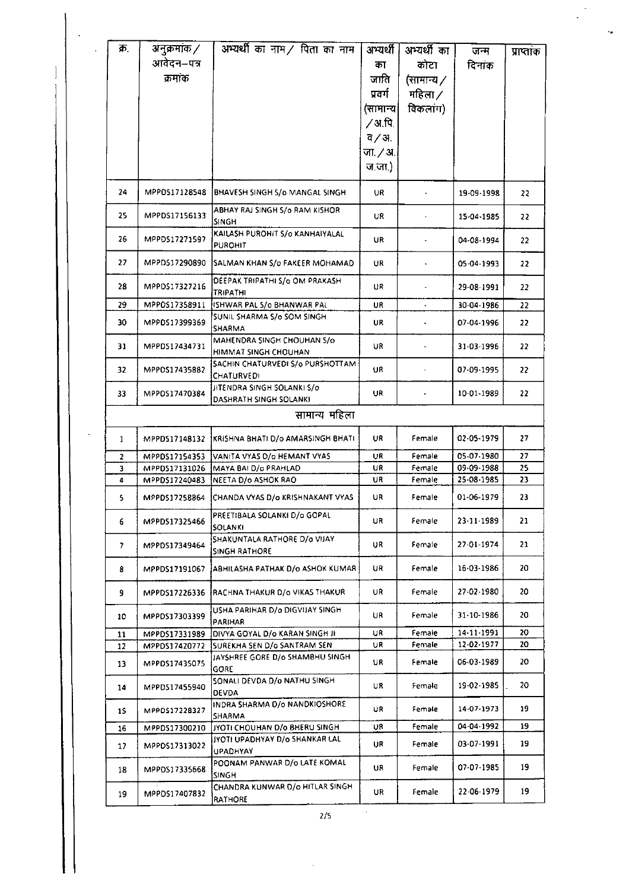| क्र. | अनुक्रमांक / आवेदन–पत्र क्रमांक | अभ्यर्थी का नाम / पिता का नाम | अभ्यर्थी का जाति प्रवर्ग (सामान्य / अ.पि. व / अ. जा. / अ. ज.जा.) | अभ्यर्थी का कोटा (सामान्य / महिला / विकलांग) | जन्म दिनांक | प्राप्तांक |
|---|---|---|---|---|---|---|
| 24 | MPPDS17128548 | BHAVESH SINGH S/o MANGAL SINGH | UR | - | 19-09-1998 | 22 |
| 25 | MPPDS17156133 | ABHAY RAJ SINGH S/o RAM KISHOR SINGH | UR | - | 15-04-1985 | 22 |
| 26 | MPPDS17271597 | KAILASH PUROHIT S/o KANHAIYALAL PUROHIT | UR | - | 04-08-1994 | 22 |
| 27 | MPPDS17290890 | SALMAN KHAN S/o FAKEER MOHAMAD | UR | - | 05-04-1993 | 22 |
| 28 | MPPDS17327216 | DEEPAK TRIPATHI S/o OM PRAKASH TRIPATHI | UR | - | 29-08-1991 | 22 |
| 29 | MPPDS17358911 | ISHWAR PAL S/o BHANWAR PAL | UR | - | 30-04-1986 | 22 |
| 30 | MPPDS17399369 | SUNIL SHARMA S/o SOM SINGH SHARMA | UR | - | 07-04-1996 | 22 |
| 31 | MPPDS17434731 | MAHENDRA SINGH CHOUHAN S/o HIMMAT SINGH CHOUHAN | UR | - | 31-03-1996 | 22 |
| 32 | MPPDS17435882 | SACHIN CHATURVEDI S/o PURSHOTTAM CHATURVEDI | UR | - | 07-09-1995 | 22 |
| 33 | MPPDS17470384 | JITENDRA SINGH SOLANKI S/o DASHRATH SINGH SOLANKI | UR | - | 10-01-1989 | 22 |
| | | **सामान्य महिला** | | | | |
| 1 | MPPDS17148132 | KRISHNA BHATI D/o AMARSINGH BHATI | UR | Female | 02-05-1979 | 27 |
| 2 | MPPDS17154353 | VANITA VYAS D/o HEMANT VYAS | UR | Female | 05-07-1980 | 27 |
| 3 | MPPDS17131026 | MAYA BAI D/o PRAHLAD | UR | Female | 09-09-1988 | 25 |
| 4 | MPPDS17240483 | NEETA D/o ASHOK RAO | UR | Female | 25-08-1985 | 23 |
| 5 | MPPDS17258864 | CHANDA VYAS D/o KRISHNAKANT VYAS | UR | Female | 01-06-1979 | 23 |
| 6 | MPPDS17325466 | PREETIBALA SOLANKI D/o GOPAL SOLANKI | UR | Female | 23-11-1989 | 21 |
| 7 | MPPDS17349464 | SHAKUNTALA RATHORE D/o VIJAY SINGH RATHORE | UR | Female | 27-01-1974 | 21 |
| 8 | MPPDS17191067 | ABHILASHA PATHAK D/o ASHOK KUMAR | UR | Female | 16-03-1986 | 20 |
| 9 | MPPDS17226336 | RACHNA THAKUR D/o VIKAS THAKUR | UR | Female | 27-02-1980 | 20 |
| 10 | MPPDS17303399 | USHA PARIHAR D/o DIGVIJAY SINGH PARIHAR | UR | Female | 31-10-1986 | 20 |
| 11 | MPPDS17331989 | DIVYA GOYAL D/o KARAN SINGH JI | UR | Female | 14-11-1991 | 20 |
| 12 | MPPDS17420772 | SUREKHA SEN D/o SANTRAM SEN | UR | Female | 12-02-1977 | 20 |
| 13 | MPPDS17435075 | JAYSHREE GORE D/o SHAMBHU SINGH GORE | UR | Female | 06-03-1989 | 20 |
| 14 | MPPDS17455940 | SONALI DEVDA D/o NATHU SINGH DEVDA | UR | Female | 19-02-1985 | 20 |
| 15 | MPPDS17228327 | INDRA SHARMA D/o NANDKIOSHORE SHARMA | UR | Female | 14-07-1973 | 19 |
| 16 | MPPDS17300210 | JYOTI CHOUHAN D/o BHERU SINGH | UR | Female | 04-04-1992 | 19 |
| 17 | MPPDS17313022 | JYOTI UPADHYAY D/o SHANKAR LAL UPADHYAY | UR | Female | 03-07-1991 | 19 |
| 18 | MPPDS17335668 | POONAM PANWAR D/o LATE KOMAL SINGH | UR | Female | 07-07-1985 | 19 |
| 19 | MPPDS17407832 | CHANDRA KUNWAR D/o HITLAR SINGH RATHORE | UR | Female | 22-06-1979 | 19 |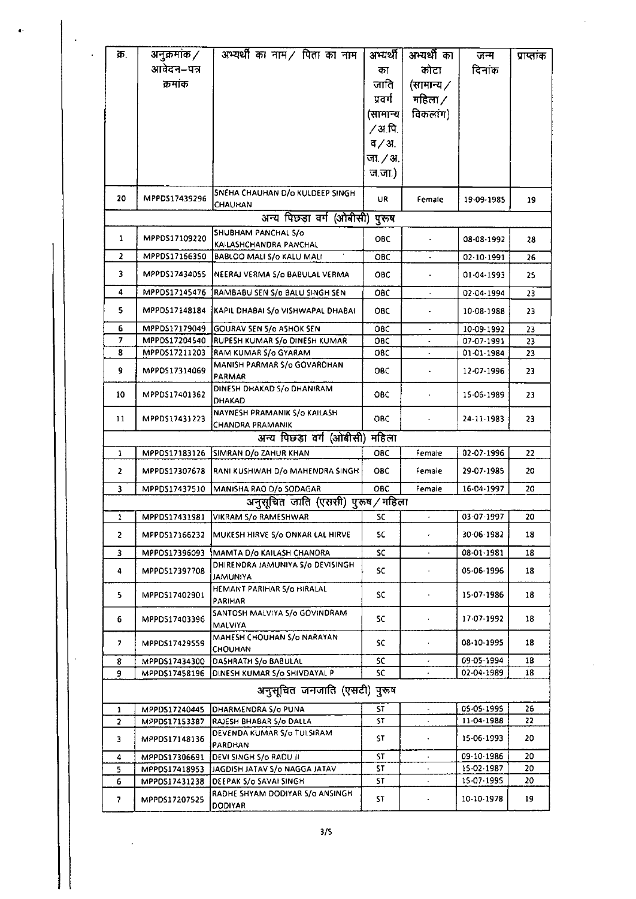| क्र. | अनुक्रमांक / आवेदन–पत्र क्रमांक | अभ्यर्थी का नाम / पिता का नाम | अभ्यर्थी का जाति प्रवर्ग (सामान्य / अ.पि.व / अ.जा. / अ.ज.जा.) | अभ्यर्थी का कोटा (सामान्य / महिला / विकलांग) | जन्म दिनांक | प्राप्तांक |
|---|---|---|---|---|---|---|
| 20 | MPPDS17439296 | SNEHA CHAUHAN D/o KULDEEP SINGH CHAUHAN | UR | Female | 19-09-1985 | 19 |
| **अन्य पिछड़ा वर्ग (ओबीसी) पुरूष** | | | | | | |
| 1 | MPPDS17109220 | SHUBHAM PANCHAL S/o KAILASHCHANDRA PANCHAL | OBC | - | 08-08-1992 | 28 |
| 2 | MPPDS17166350 | BABLOO MALI S/o KALU MALI | OBC | - | 02-10-1991 | 26 |
| 3 | MPPDS17434055 | NEERAJ VERMA S/o BABULAL VERMA | OBC | - | 01-04-1993 | 25 |
| 4 | MPPDS17145476 | RAMBABU SEN S/o BALU SINGH SEN | OBC | - | 02-04-1994 | 23 |
| 5 | MPPDS17148184 | KAPIL DHABAI S/o VISHWAPAL DHABAI | OBC | - | 10-08-1988 | 23 |
| 6 | MPPDS17179049 | GOURAV SEN S/o ASHOK SEN | OBC | - | 10-09-1992 | 23 |
| 7 | MPPDS17204540 | RUPESH KUMAR S/o DINESH KUMAR | OBC | - | 07-07-1991 | 23 |
| 8 | MPPDS17211203 | RAM KUMAR S/o GYARAM | OBC | - | 01-01-1984 | 23 |
| 9 | MPPDS17314069 | MANISH PARMAR S/o GOVARDHAN PARMAR | OBC | - | 12-07-1996 | 23 |
| 10 | MPPDS17401362 | DINESH DHAKAD S/o DHANIRAM DHAKAD | OBC | - | 15-06-1989 | 23 |
| 11 | MPPDS17431223 | NAYNESH PRAMANIK S/o KAILASH CHANDRA PRAMANIK | OBC | - | 24-11-1983 | 23 |
| **अन्य पिछड़ा वर्ग (ओबीसी) महिला** | | | | | | |
| 1 | MPPDS17183126 | SIMRAN D/o ZAHUR KHAN | OBC | Female | 02-07-1996 | 22 |
| 2 | MPPDS17307678 | RANI KUSHWAH D/o MAHENDRA SINGH | OBC | Female | 29-07-1985 | 20 |
| 3 | MPPDS17437510 | MANISHA RAO D/o SODAGAR | OBC | Female | 16-04-1997 | 20 |
| **अनुसूचित जाति (एससी) पुरूष / महिला** | | | | | | |
| 1 | MPPDS17431981 | VIKRAM S/o RAMESHWAR | SC | - | 03-07-1997 | 20 |
| 2 | MPPDS17166232 | MUKESH HIRVE S/o ONKAR LAL HIRVE | SC | - | 30-06-1982 | 18 |
| 3 | MPPDS17396093 | MAMTA D/o KAILASH CHANDRA | SC | - | 08-01-1981 | 18 |
| 4 | MPPDS17397708 | DHIRENDRA JAMUNIYA S/o DEVISINGH JAMUNIYA | SC | - | 05-06-1996 | 18 |
| 5 | MPPDS17402901 | HEMANT PARIHAR S/o HIRALAL PARIHAR | SC | - | 15-07-1986 | 18 |
| 6 | MPPDS17403396 | SANTOSH MALVIYA S/o GOVINDRAM MALVIYA | SC | - | 17-07-1992 | 18 |
| 7 | MPPDS17429559 | MAHESH CHOUHAN S/o NARAYAN CHOUHAN | SC | - | 08-10-1995 | 18 |
| 8 | MPPDS17434300 | DASHRATH S/o BABULAL | SC | - | 09-05-1994 | 18 |
| 9 | MPPDS17458196 | DINESH KUMAR S/o SHIVDAYAL P | SC | - | 02-04-1989 | 18 |
| **अनुसूचित जनजाति (एसटी) पुरूष** | | | | | | |
| 1 | MPPDS17240445 | DHARMENDRA S/o PUNA | ST | - | 05-05-1995 | 26 |
| 2 | MPPDS17153387 | RAJESH BHABAR S/o DALLA | ST | - | 11-04-1988 | 22 |
| 3 | MPPDS17148136 | DEVENDA KUMAR S/o TULSIRAM PARDHAN | ST | - | 15-06-1993 | 20 |
| 4 | MPPDS17306691 | DEVI SINGH S/o RADU JI | ST | - | 09-10-1986 | 20 |
| 5 | MPPDS17418953 | JAGDISH JATAV S/o NAGGA JATAV | ST | - | 15-02-1987 | 20 |
| 6 | MPPDS17431238 | DEEPAK S/o SAVAI SINGH | ST | - | 15-07-1995 | 20 |
| 7 | MPPDS17207525 | RADHE SHYAM DODIYAR S/o ANSINGH DODIYAR | ST | - | 10-10-1978 | 19 |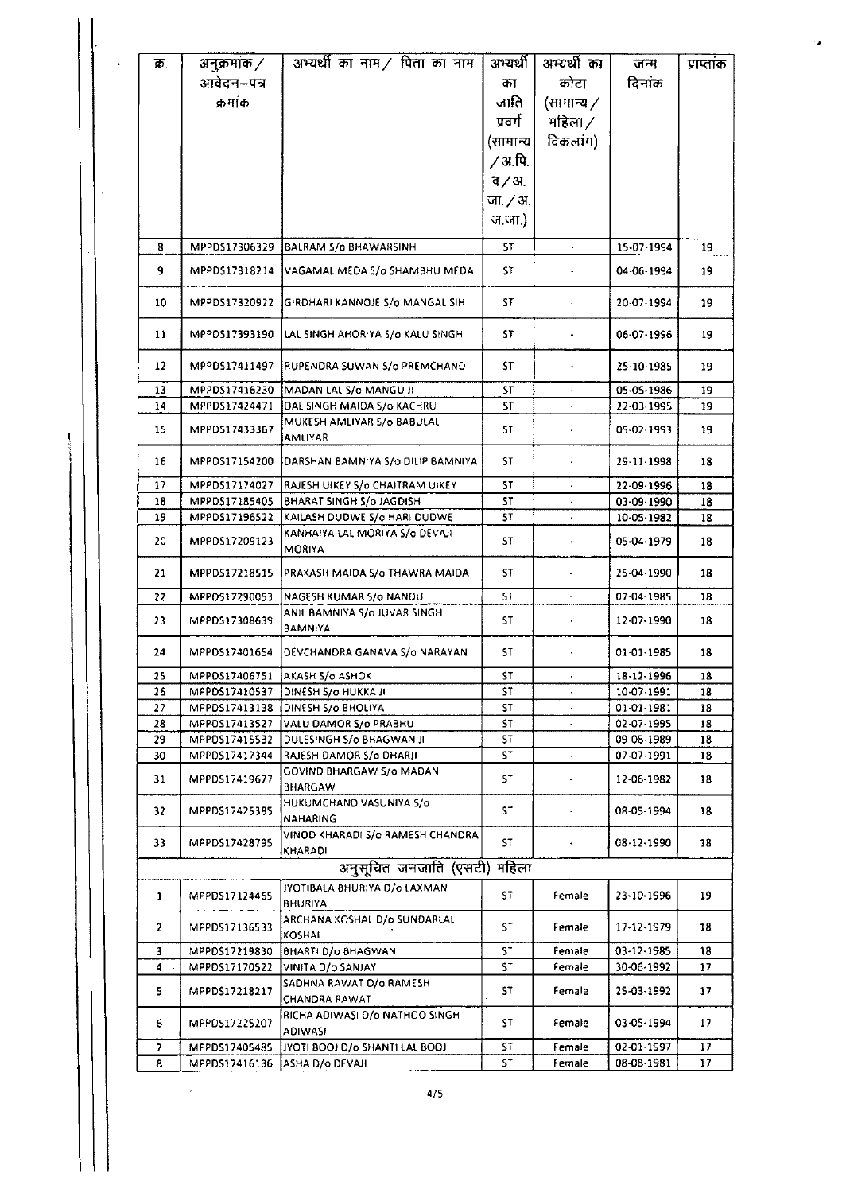| क्र. | अनुक्रमांक / आवेदन–पत्र क्रमांक | अभ्यर्थी का नाम / पिता का नाम | अभ्यर्थी का जाति प्रवर्ग (सामान्य / अ.पि.व / अ.जा. / अ.ज.जा.) | अभ्यर्थी का कोटा (सामान्य / महिला / विकलांग) | जन्म दिनांक | प्राप्तांक |
|---|---|---|---|---|---|---|
| 8 | MPPDS17306329 | BALRAM S/o BHAWARSINH | ST | - | 15-07-1994 | 19 |
| 9 | MPPDS17318214 | VAGAMAL MEDA S/o SHAMBHU MEDA | ST | - | 04-06-1994 | 19 |
| 10 | MPPDS17320922 | GIRDHARI KANNOJE S/o MANGAL SIH | ST | - | 20-07-1994 | 19 |
| 11 | MPPDS17393190 | LAL SINGH AHORIYA S/o KALU SINGH | ST | - | 06-07-1996 | 19 |
| 12 | MPPDS17411497 | RUPENDRA SUWAN S/o PREMCHAND | ST | - | 25-10-1985 | 19 |
| 13 | MPPDS17416230 | MADAN LAL S/o MANGU JI | ST | - | 05-05-1986 | 19 |
| 14 | MPPDS17424471 | DAL SINGH MAIDA S/o KACHRU | ST | - | 22-03-1995 | 19 |
| 15 | MPPDS17433367 | MUKESH AMLIYAR S/o BABULAL AMLIYAR | ST | - | 05-02-1993 | 19 |
| 16 | MPPDS17154200 | DARSHAN BAMNIYA S/o DILIP BAMNIYA | ST | - | 29-11-1998 | 18 |
| 17 | MPPDS17174027 | RAJESH UIKEY S/o CHAITRAM UIKEY | ST | - | 22-09-1996 | 18 |
| 18 | MPPDS17185405 | BHARAT SINGH S/o JAGDISH | ST | - | 03-09-1990 | 18 |
| 19 | MPPDS17196522 | KAILASH DUDWE S/o HARI DUDWE | ST | - | 10-05-1982 | 18 |
| 20 | MPPDS17209123 | KANHAIYA LAL MORIYA S/o DEVAJI MORIYA | ST | - | 05-04-1979 | 18 |
| 21 | MPPDS17218515 | PRAKASH MAIDA S/o THAWRA MAIDA | ST | - | 25-04-1990 | 18 |
| 22 | MPPDS17290053 | NAGESH KUMAR S/o NANDU | ST | - | 07-04-1985 | 18 |
| 23 | MPPDS17308639 | ANIL BAMNIYA S/o JUVAR SINGH BAMNIYA | ST | - | 12-07-1990 | 18 |
| 24 | MPPDS17401654 | DEVCHANDRA GANAVA S/o NARAYAN | ST | - | 01-01-1985 | 18 |
| 25 | MPPDS17406751 | AKASH S/o ASHOK | ST | - | 18-12-1996 | 18 |
| 26 | MPPDS17410537 | DINESH S/o HUKKA JI | ST | - | 10-07-1991 | 18 |
| 27 | MPPDS17413138 | DINESH S/o BHOLIYA | ST | - | 01-01-1981 | 18 |
| 28 | MPPDS17413527 | VALU DAMOR S/o PRABHU | ST | - | 02-07-1995 | 18 |
| 29 | MPPDS17415532 | DULESINGH S/o BHAGWAN JI | ST | - | 09-08-1989 | 18 |
| 30 | MPPDS17417344 | RAJESH DAMOR S/o DHARJI | ST | - | 07-07-1991 | 18 |
| 31 | MPPDS17419677 | GOVIND BHARGAW S/o MADAN BHARGAW | ST | - | 12-06-1982 | 18 |
| 32 | MPPDS17425385 | HUKUMCHAND VASUNIYA S/o NAHARING | ST | - | 08-05-1994 | 18 |
| 33 | MPPDS17428795 | VINOD KHARADI S/o RAMESH CHANDRA KHARADI | ST | - | 08-12-1990 | 18 |
| **अनुसूचित जनजाति (एसटी) महिला** | | | | | | |
| 1 | MPPDS17124465 | JYOTIBALA BHURIYA D/o LAXMAN BHURIYA | ST | Female | 23-10-1996 | 19 |
| 2 | MPPDS17136533 | ARCHANA KOSHAL D/o SUNDARLAL KOSHAL | ST | Female | 17-12-1979 | 18 |
| 3 | MPPDS17219830 | BHARTI D/o BHAGWAN | ST | Female | 03-12-1985 | 18 |
| 4 | MPPDS17170522 | VINITA D/o SANJAY | ST | Female | 30-06-1992 | 17 |
| 5 | MPPDS17218217 | SADHNA RAWAT D/o RAMESH CHANDRA RAWAT | ST | Female | 25-03-1992 | 17 |
| 6 | MPPDS17225207 | RICHA ADIWASI D/o NATHOO SINGH ADIWASI | ST | Female | 03-05-1994 | 17 |
| 7 | MPPDS17405485 | JYOTI BOOJ D/o SHANTI LAL BOOJ | ST | Female | 02-01-1997 | 17 |
| 8 | MPPDS17416136 | ASHA D/o DEVAJI | ST | Female | 08-08-1981 | 17 |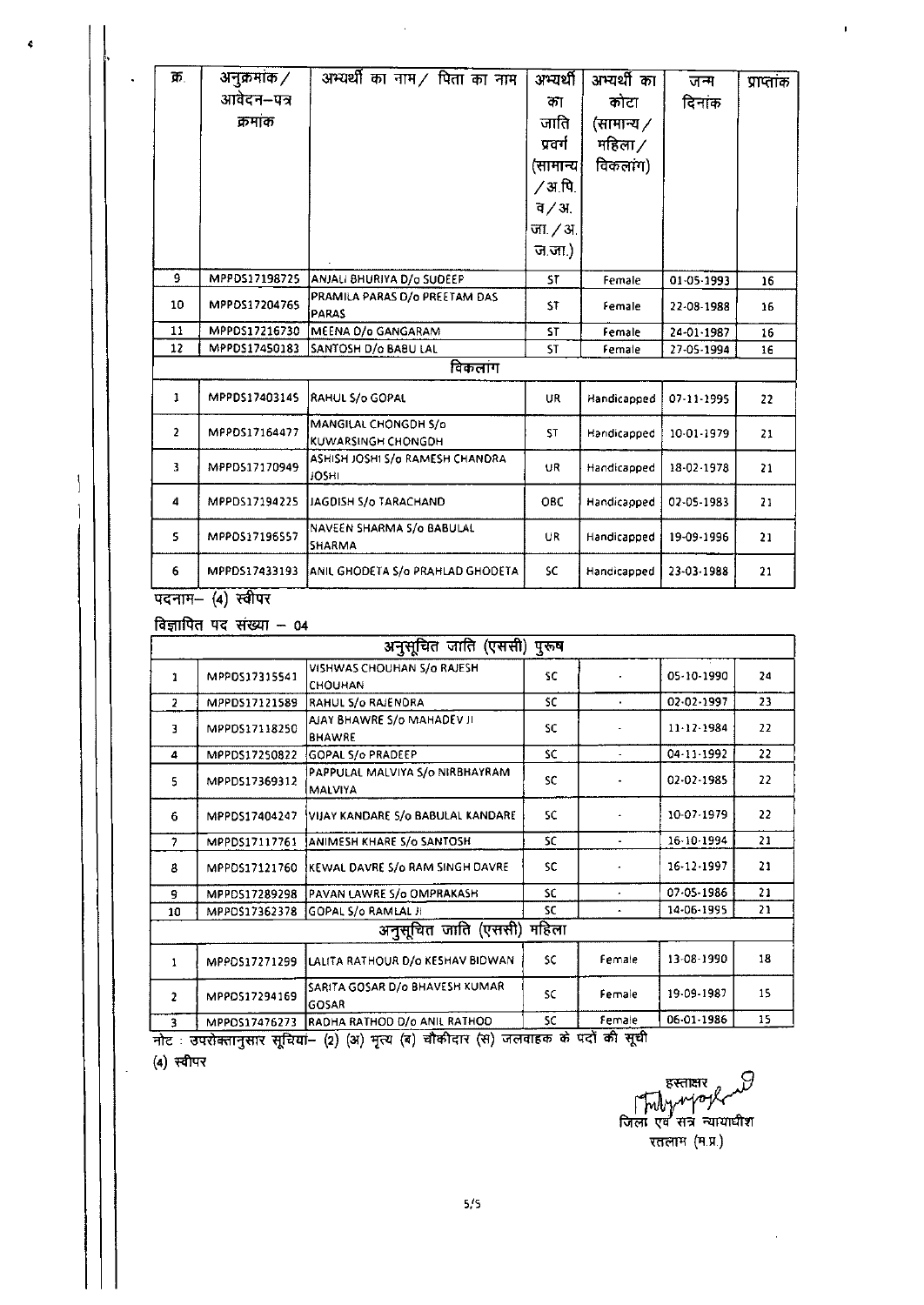| क्र. | अनुक्रमांक / आवेदन–पत्र क्रमांक | अभ्यर्थी का नाम / पिता का नाम | अभ्यर्थी का जाति प्रवर्ग (सामान्य / अ.पि.व / अ.जा. / अ.ज.जा.) | अभ्यर्थी का कोटा (सामान्य / महिला / विकलांग) | जन्म दिनांक | प्राप्तांक |
|---|---|---|---|---|---|---|
| 9 | MPPDS17198725 | ANJALI BHURIYA D/o SUDEEP | ST | Female | 01-05-1993 | 16 |
| 10 | MPPDS17204765 | PRAMILA PARAS D/o PREETAM DAS PARAS | ST | Female | 22-08-1988 | 16 |
| 11 | MPPDS17216730 | MEENA D/o GANGARAM | ST | Female | 24-01-1987 | 16 |
| 12 | MPPDS17450183 | SANTOSH D/o BABU LAL | ST | Female | 27-05-1994 | 16 |
| | | विकलांग | | | | |
| 1 | MPPDS17403145 | RAHUL S/o GOPAL | UR | Handicapped | 07-11-1995 | 22 |
| 2 | MPPDS17164477 | MANGILAL CHONGDH S/o KUWARSINGH CHONGDH | ST | Handicapped | 10-01-1979 | 21 |
| 3 | MPPDS17170949 | ASHISH JOSHI S/o RAMESH CHANDRA JOSHI | UR | Handicapped | 18-02-1978 | 21 |
| 4 | MPPDS17194225 | JAGDISH S/o TARACHAND | OBC | Handicapped | 02-05-1983 | 21 |
| 5 | MPPDS17196557 | NAVEEN SHARMA S/o BABULAL SHARMA | UR | Handicapped | 19-09-1996 | 21 |
| 6 | MPPDS17433193 | ANIL GHODETA S/o PRAHLAD GHODETA | SC | Handicapped | 23-03-1988 | 21 |

पदनाम– (4) स्वीपर

विज्ञापित पद संख्या – 04

| | | | | | | |
|---|---|---|---|---|---|---|
| | | अनुसूचित जाति (एससी) पुरूष | | | | |
| 1 | MPPDS17315541 | VISHWAS CHOUHAN S/o RAJESH CHOUHAN | SC | - | 05-10-1990 | 24 |
| 2 | MPPDS17121589 | RAHUL S/o RAJENDRA | SC | - | 02-02-1997 | 23 |
| 3 | MPPDS17118250 | AJAY BHAWRE S/o MAHADEV JI BHAWRE | SC | - | 11-12-1984 | 22 |
| 4 | MPPDS17250822 | GOPAL S/o PRADEEP | SC | - | 04-11-1992 | 22 |
| 5 | MPPDS17369312 | PAPPULAL MALVIYA S/o NIRBHAYRAM MALVIYA | SC | - | 02-02-1985 | 22 |
| 6 | MPPDS17404247 | VIJAY KANDARE S/o BABULAL KANDARE | SC | - | 10-07-1979 | 22 |
| 7 | MPPDS17117761 | ANIMESH KHARE S/o SANTOSH | SC | - | 16-10-1994 | 21 |
| 8 | MPPDS17121760 | KEWAL DAVRE S/o RAM SINGH DAVRE | SC | - | 16-12-1997 | 21 |
| 9 | MPPDS17289298 | PAVAN LAWRE S/o OMPRAKASH | SC | - | 07-05-1986 | 21 |
| 10 | MPPDS17362378 | GOPAL S/o RAMLAL JI | SC | - | 14-06-1995 | 21 |
| | | अनुसूचित जाति (एससी) महिला | | | | |
| 1 | MPPDS17271299 | LALITA RATHOUR D/o KESHAV BIDWAN | SC | Female | 13-08-1990 | 18 |
| 2 | MPPDS17294169 | SARITA GOSAR D/o BHAVESH KUMAR GOSAR | SC | Female | 19-09-1987 | 15 |
| 3 | MPPDS17476273 | RADHA RATHOD D/o ANIL RATHOD | SC | Female | 06-01-1986 | 15 |

नोट : उपरोक्तानुसार सूचियां– (2) (अ) भृत्य (ब) चौकीदार (स) जलवाहक के पदों की सूची

(4) स्वीपर

हस्ताक्षर

जिला एवं सत्र न्यायाधीश

रतलाम (म.प्र.)